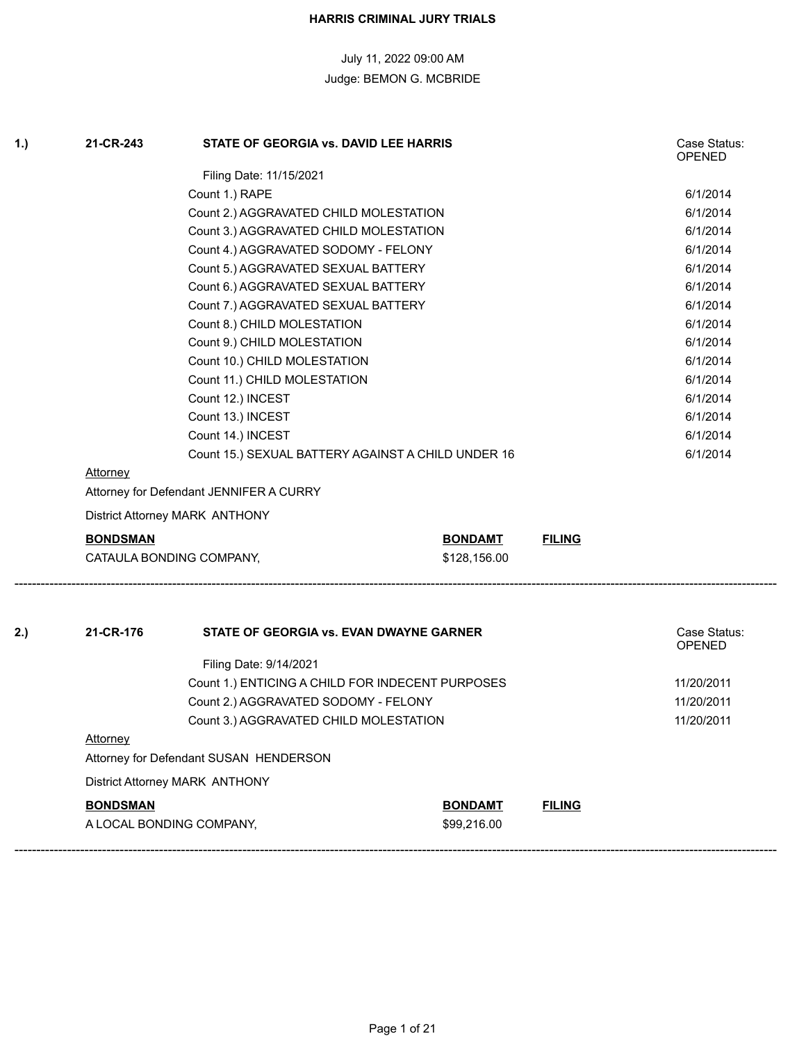# HARRIS CRIMINAL JURY TRIALS

July 11, 2022 09:00 AM

Judge: BEMON G. MCBRIDE

---

**1.)** **21-CR-243** **STATE OF GEORGIA vs. DAVID LEE HARRIS** — Case Status: OPENED

Filing Date: 11/15/2021

| Count | Date |
|---|---|
| Count 1.) RAPE | 6/1/2014 |
| Count 2.) AGGRAVATED CHILD MOLESTATION | 6/1/2014 |
| Count 3.) AGGRAVATED CHILD MOLESTATION | 6/1/2014 |
| Count 4.) AGGRAVATED SODOMY - FELONY | 6/1/2014 |
| Count 5.) AGGRAVATED SEXUAL BATTERY | 6/1/2014 |
| Count 6.) AGGRAVATED SEXUAL BATTERY | 6/1/2014 |
| Count 7.) AGGRAVATED SEXUAL BATTERY | 6/1/2014 |
| Count 8.) CHILD MOLESTATION | 6/1/2014 |
| Count 9.) CHILD MOLESTATION | 6/1/2014 |
| Count 10.) CHILD MOLESTATION | 6/1/2014 |
| Count 11.) CHILD MOLESTATION | 6/1/2014 |
| Count 12.) INCEST | 6/1/2014 |
| Count 13.) INCEST | 6/1/2014 |
| Count 14.) INCEST | 6/1/2014 |
| Count 15.) SEXUAL BATTERY AGAINST A CHILD UNDER 16 | 6/1/2014 |

Attorney

Attorney for Defendant JENNIFER A CURRY

District Attorney MARK ANTHONY

| BONDSMAN | BONDAMT | FILING |
|---|---|---|
| CATAULA BONDING COMPANY, | $128,156.00 | |

---

**2.)** **21-CR-176** **STATE OF GEORGIA vs. EVAN DWAYNE GARNER** — Case Status: OPENED

Filing Date: 9/14/2021

| Count | Date |
|---|---|
| Count 1.) ENTICING A CHILD FOR INDECENT PURPOSES | 11/20/2011 |
| Count 2.) AGGRAVATED SODOMY - FELONY | 11/20/2011 |
| Count 3.) AGGRAVATED CHILD MOLESTATION | 11/20/2011 |

Attorney

Attorney for Defendant SUSAN HENDERSON

District Attorney MARK ANTHONY

| BONDSMAN | BONDAMT | FILING |
|---|---|---|
| A LOCAL BONDING COMPANY, | $99,216.00 | |

---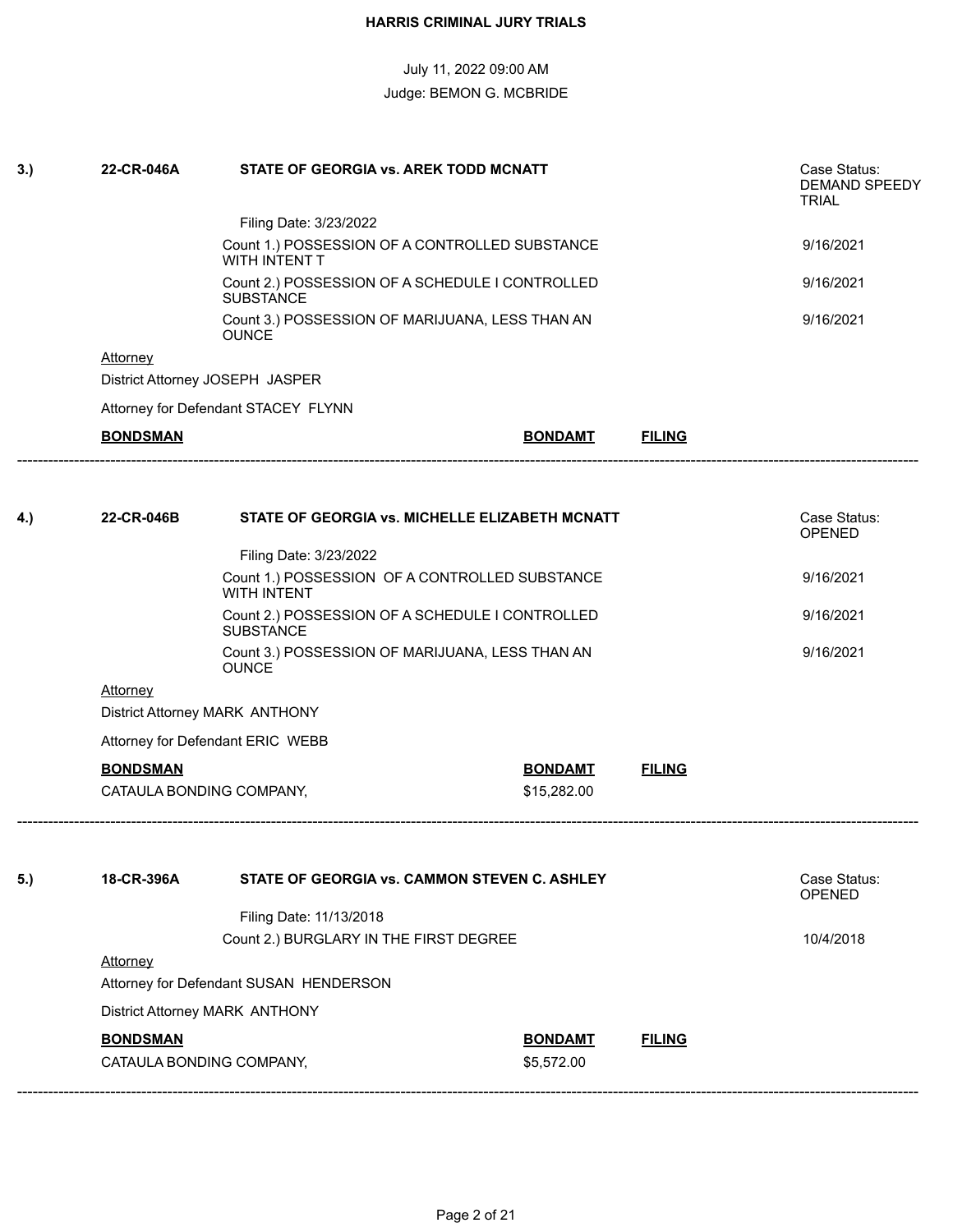**HARRIS CRIMINAL JURY TRIALS**

July 11, 2022 09:00 AM

Judge: BEMON G. MCBRIDE

---

**3.)** **22-CR-046A** **STATE OF GEORGIA vs. AREK TODD MCNATT**

Case Status: DEMAND SPEEDY TRIAL

Filing Date: 3/23/2022

| Count | Date |
|---|---|
| Count 1.) POSSESSION OF A CONTROLLED SUBSTANCE WITH INTENT T | 9/16/2021 |
| Count 2.) POSSESSION OF A SCHEDULE I CONTROLLED SUBSTANCE | 9/16/2021 |
| Count 3.) POSSESSION OF MARIJUANA, LESS THAN AN OUNCE | 9/16/2021 |

Attorney

District Attorney JOSEPH JASPER

Attorney for Defendant STACEY FLYNN

| **BONDSMAN** | **BONDAMT** | **FILING** |
|---|---|---|

---

**4.)** **22-CR-046B** **STATE OF GEORGIA vs. MICHELLE ELIZABETH MCNATT**

Case Status: OPENED

Filing Date: 3/23/2022

| Count | Date |
|---|---|
| Count 1.) POSSESSION OF A CONTROLLED SUBSTANCE WITH INTENT | 9/16/2021 |
| Count 2.) POSSESSION OF A SCHEDULE I CONTROLLED SUBSTANCE | 9/16/2021 |
| Count 3.) POSSESSION OF MARIJUANA, LESS THAN AN OUNCE | 9/16/2021 |

Attorney

District Attorney MARK ANTHONY

Attorney for Defendant ERIC WEBB

| **BONDSMAN** | **BONDAMT** | **FILING** |
|---|---|---|
| CATAULA BONDING COMPANY, | $15,282.00 | |

---

**5.)** **18-CR-396A** **STATE OF GEORGIA vs. CAMMON STEVEN C. ASHLEY**

Case Status: OPENED

Filing Date: 11/13/2018

| Count | Date |
|---|---|
| Count 2.) BURGLARY IN THE FIRST DEGREE | 10/4/2018 |

Attorney

Attorney for Defendant SUSAN HENDERSON

District Attorney MARK ANTHONY

| **BONDSMAN** | **BONDAMT** | **FILING** |
|---|---|---|
| CATAULA BONDING COMPANY, | $5,572.00 | |

---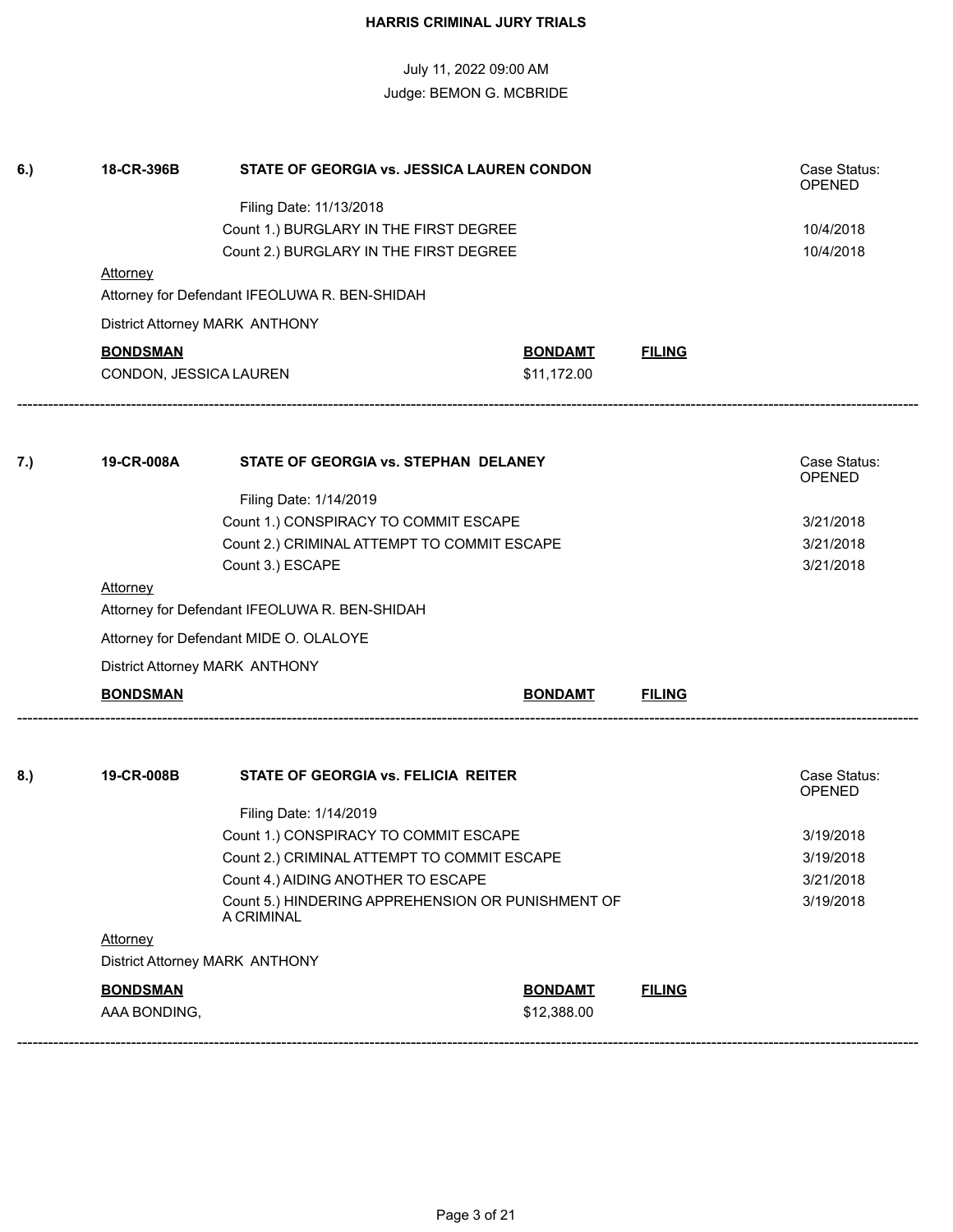# HARRIS CRIMINAL JURY TRIALS

July 11, 2022 09:00 AM

Judge: BEMON G. MCBRIDE

---

**6.)** **18-CR-396B** **STATE OF GEORGIA vs. JESSICA LAUREN CONDON** Case Status: OPENED

Filing Date: 11/13/2018

| Count | Date |
|---|---|
| Count 1.) BURGLARY IN THE FIRST DEGREE | 10/4/2018 |
| Count 2.) BURGLARY IN THE FIRST DEGREE | 10/4/2018 |

Attorney

Attorney for Defendant IFEOLUWA R. BEN-SHIDAH

District Attorney MARK ANTHONY

| BONDSMAN | BONDAMT | FILING |
|---|---|---|
| CONDON, JESSICA LAUREN | $11,172.00 | |

---

**7.)** **19-CR-008A** **STATE OF GEORGIA vs. STEPHAN DELANEY** Case Status: OPENED

Filing Date: 1/14/2019

| Count | Date |
|---|---|
| Count 1.) CONSPIRACY TO COMMIT ESCAPE | 3/21/2018 |
| Count 2.) CRIMINAL ATTEMPT TO COMMIT ESCAPE | 3/21/2018 |
| Count 3.) ESCAPE | 3/21/2018 |

Attorney

Attorney for Defendant IFEOLUWA R. BEN-SHIDAH

Attorney for Defendant MIDE O. OLALOYE

District Attorney MARK ANTHONY

| BONDSMAN | BONDAMT | FILING |
|---|---|---|

---

**8.)** **19-CR-008B** **STATE OF GEORGIA vs. FELICIA REITER** Case Status: OPENED

Filing Date: 1/14/2019

| Count | Date |
|---|---|
| Count 1.) CONSPIRACY TO COMMIT ESCAPE | 3/19/2018 |
| Count 2.) CRIMINAL ATTEMPT TO COMMIT ESCAPE | 3/19/2018 |
| Count 4.) AIDING ANOTHER TO ESCAPE | 3/21/2018 |
| Count 5.) HINDERING APPREHENSION OR PUNISHMENT OF A CRIMINAL | 3/19/2018 |

Attorney

District Attorney MARK ANTHONY

| BONDSMAN | BONDAMT | FILING |
|---|---|---|
| AAA BONDING, | $12,388.00 | |

---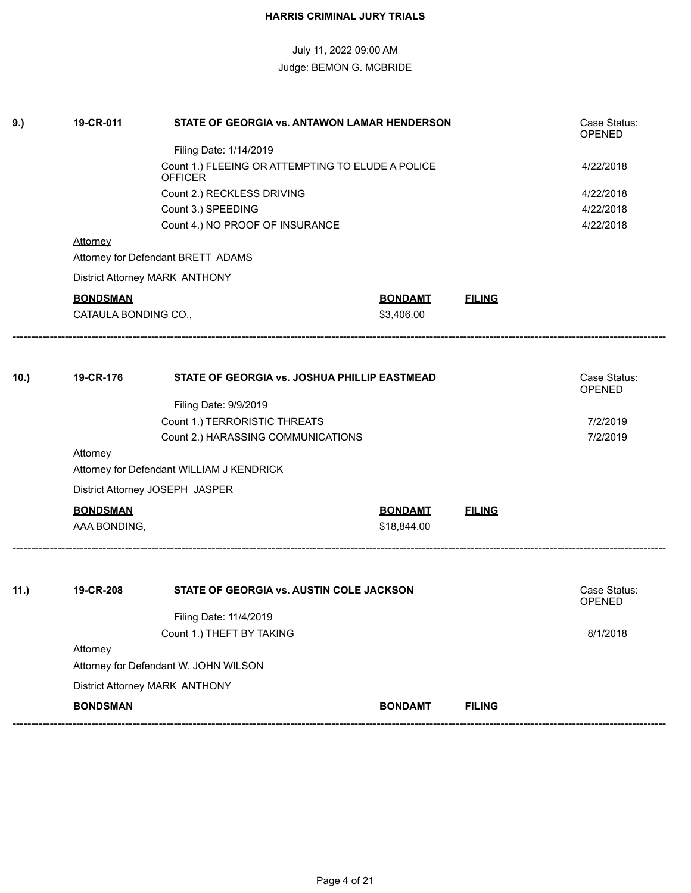# HARRIS CRIMINAL JURY TRIALS

July 11, 2022 09:00 AM

Judge: BEMON G. MCBRIDE

**9.)** **19-CR-011** **STATE OF GEORGIA vs. ANTAWON LAMAR HENDERSON** Case Status: OPENED

Filing Date: 1/14/2019

| Count | Date |
|---|---|
| Count 1.) FLEEING OR ATTEMPTING TO ELUDE A POLICE OFFICER | 4/22/2018 |
| Count 2.) RECKLESS DRIVING | 4/22/2018 |
| Count 3.) SPEEDING | 4/22/2018 |
| Count 4.) NO PROOF OF INSURANCE | 4/22/2018 |

Attorney

Attorney for Defendant BRETT ADAMS

District Attorney MARK ANTHONY

| BONDSMAN | BONDAMT | FILING |
|---|---|---|
| CATAULA BONDING CO., | $3,406.00 | |

---

**10.)** **19-CR-176** **STATE OF GEORGIA vs. JOSHUA PHILLIP EASTMEAD** Case Status: OPENED

Filing Date: 9/9/2019

| Count | Date |
|---|---|
| Count 1.) TERRORISTIC THREATS | 7/2/2019 |
| Count 2.) HARASSING COMMUNICATIONS | 7/2/2019 |

Attorney

Attorney for Defendant WILLIAM J KENDRICK

District Attorney JOSEPH JASPER

| BONDSMAN | BONDAMT | FILING |
|---|---|---|
| AAA BONDING, | $18,844.00 | |

---

**11.)** **19-CR-208** **STATE OF GEORGIA vs. AUSTIN COLE JACKSON** Case Status: OPENED

Filing Date: 11/4/2019

| Count | Date |
|---|---|
| Count 1.) THEFT BY TAKING | 8/1/2018 |

Attorney

Attorney for Defendant W. JOHN WILSON

District Attorney MARK ANTHONY

| BONDSMAN | BONDAMT | FILING |
|---|---|---|

---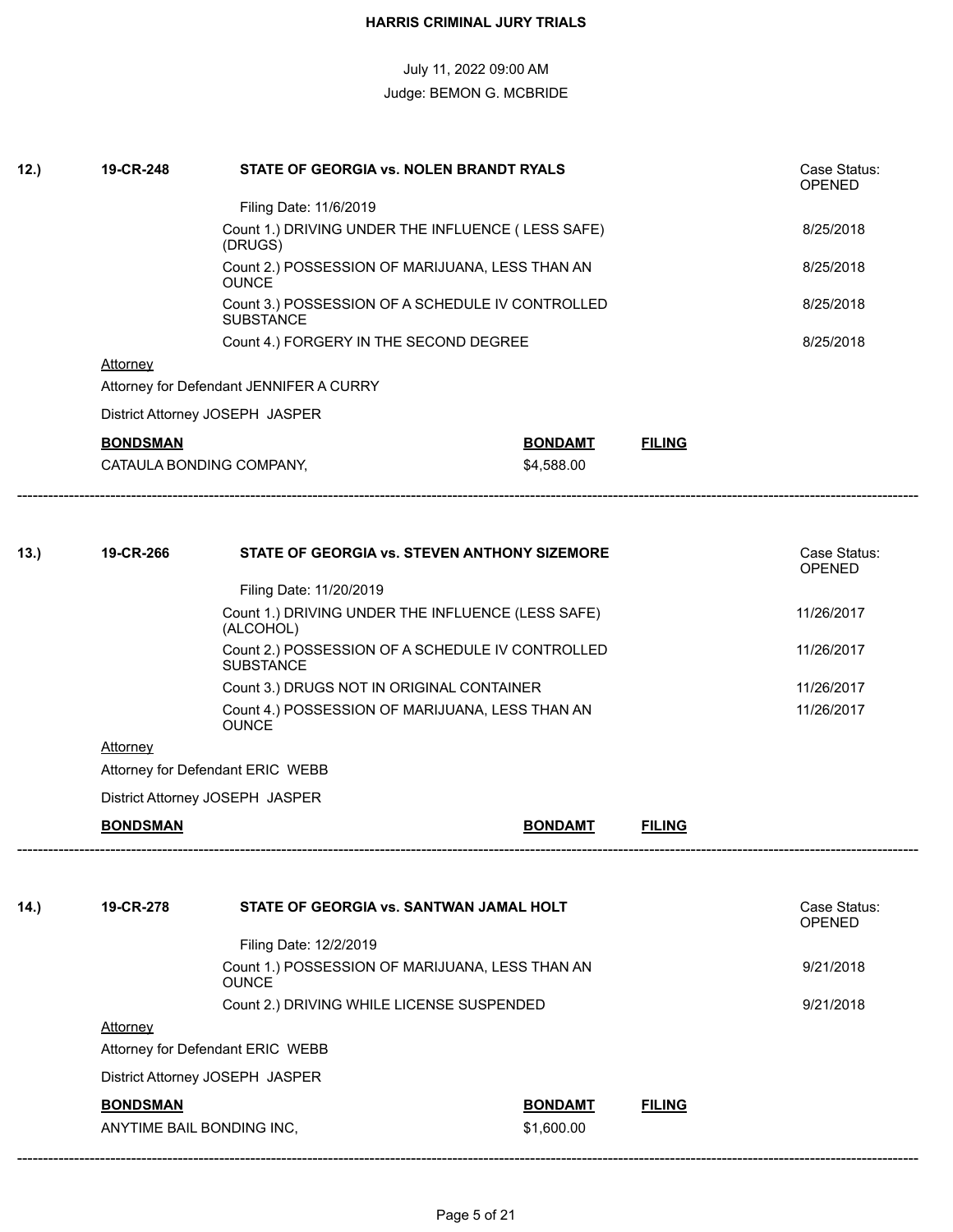# HARRIS CRIMINAL JURY TRIALS

July 11, 2022 09:00 AM

Judge: BEMON G. MCBRIDE

---

**12.)** **19-CR-248** **STATE OF GEORGIA vs. NOLEN BRANDT RYALS** Case Status: OPENED

Filing Date: 11/6/2019

| Count | Date |
|---|---|
| Count 1.) DRIVING UNDER THE INFLUENCE ( LESS SAFE) (DRUGS) | 8/25/2018 |
| Count 2.) POSSESSION OF MARIJUANA, LESS THAN AN OUNCE | 8/25/2018 |
| Count 3.) POSSESSION OF A SCHEDULE IV CONTROLLED SUBSTANCE | 8/25/2018 |
| Count 4.) FORGERY IN THE SECOND DEGREE | 8/25/2018 |

Attorney

Attorney for Defendant JENNIFER A CURRY

District Attorney JOSEPH JASPER

| BONDSMAN | BONDAMT | FILING |
|---|---|---|
| CATAULA BONDING COMPANY, | $4,588.00 | |

---

**13.)** **19-CR-266** **STATE OF GEORGIA vs. STEVEN ANTHONY SIZEMORE** Case Status: OPENED

Filing Date: 11/20/2019

| Count | Date |
|---|---|
| Count 1.) DRIVING UNDER THE INFLUENCE (LESS SAFE) (ALCOHOL) | 11/26/2017 |
| Count 2.) POSSESSION OF A SCHEDULE IV CONTROLLED SUBSTANCE | 11/26/2017 |
| Count 3.) DRUGS NOT IN ORIGINAL CONTAINER | 11/26/2017 |
| Count 4.) POSSESSION OF MARIJUANA, LESS THAN AN OUNCE | 11/26/2017 |

Attorney

Attorney for Defendant ERIC WEBB

District Attorney JOSEPH JASPER

| BONDSMAN | BONDAMT | FILING |
|---|---|---|

---

**14.)** **19-CR-278** **STATE OF GEORGIA vs. SANTWAN JAMAL HOLT** Case Status: OPENED

Filing Date: 12/2/2019

| Count | Date |
|---|---|
| Count 1.) POSSESSION OF MARIJUANA, LESS THAN AN OUNCE | 9/21/2018 |
| Count 2.) DRIVING WHILE LICENSE SUSPENDED | 9/21/2018 |

Attorney

Attorney for Defendant ERIC WEBB

District Attorney JOSEPH JASPER

| BONDSMAN | BONDAMT | FILING |
|---|---|---|
| ANYTIME BAIL BONDING INC, | $1,600.00 | |

---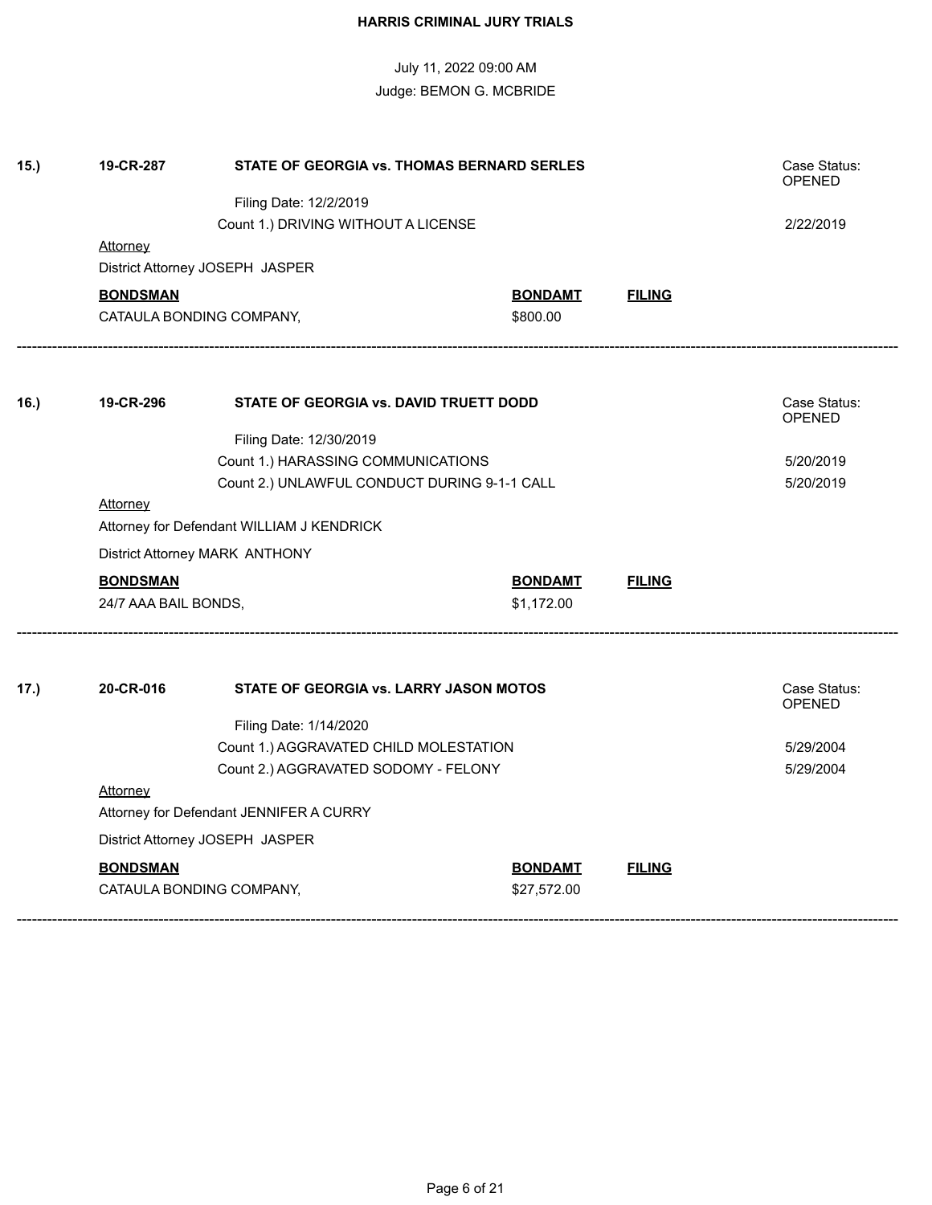**HARRIS CRIMINAL JURY TRIALS**

July 11, 2022 09:00 AM

Judge: BEMON G. MCBRIDE

**15.)** **19-CR-287** **STATE OF GEORGIA vs. THOMAS BERNARD SERLES** Case Status: OPENED

Filing Date: 12/2/2019

Count 1.) DRIVING WITHOUT A LICENSE 2/22/2019

Attorney

District Attorney JOSEPH JASPER

| BONDSMAN | BONDAMT | FILING |
|---|---|---|
| CATAULA BONDING COMPANY, | $800.00 | |

---

**16.)** **19-CR-296** **STATE OF GEORGIA vs. DAVID TRUETT DODD** Case Status: OPENED

Filing Date: 12/30/2019

Count 1.) HARASSING COMMUNICATIONS 5/20/2019

Count 2.) UNLAWFUL CONDUCT DURING 9-1-1 CALL 5/20/2019

Attorney

Attorney for Defendant WILLIAM J KENDRICK

District Attorney MARK ANTHONY

| BONDSMAN | BONDAMT | FILING |
|---|---|---|
| 24/7 AAA BAIL BONDS, | $1,172.00 | |

---

**17.)** **20-CR-016** **STATE OF GEORGIA vs. LARRY JASON MOTOS** Case Status: OPENED

Filing Date: 1/14/2020

Count 1.) AGGRAVATED CHILD MOLESTATION 5/29/2004

Count 2.) AGGRAVATED SODOMY - FELONY 5/29/2004

Attorney

Attorney for Defendant JENNIFER A CURRY

District Attorney JOSEPH JASPER

| BONDSMAN | BONDAMT | FILING |
|---|---|---|
| CATAULA BONDING COMPANY, | $27,572.00 | |

---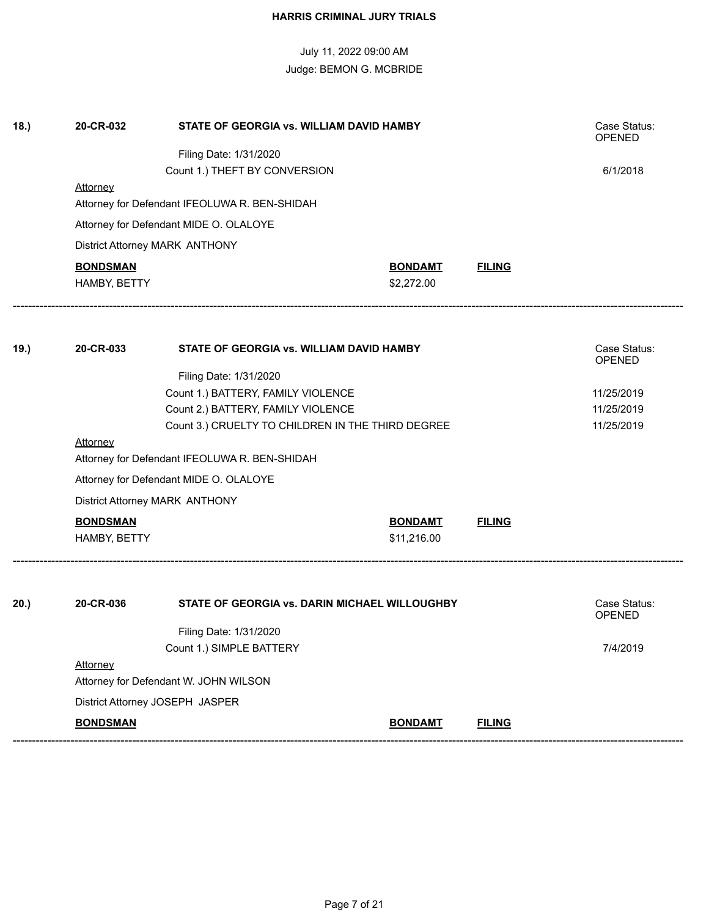# HARRIS CRIMINAL JURY TRIALS

July 11, 2022 09:00 AM

Judge: BEMON G. MCBRIDE

---

**18.)** **20-CR-032** **STATE OF GEORGIA vs. WILLIAM DAVID HAMBY** — Case Status: OPENED

Filing Date: 1/31/2020

Count 1.) THEFT BY CONVERSION — 6/1/2018

Attorney

Attorney for Defendant IFEOLUWA R. BEN-SHIDAH

Attorney for Defendant MIDE O. OLALOYE

District Attorney MARK ANTHONY

| BONDSMAN | BONDAMT | FILING |
|---|---|---|
| HAMBY, BETTY | $2,272.00 | |

---

**19.)** **20-CR-033** **STATE OF GEORGIA vs. WILLIAM DAVID HAMBY** — Case Status: OPENED

Filing Date: 1/31/2020

Count 1.) BATTERY, FAMILY VIOLENCE — 11/25/2019

Count 2.) BATTERY, FAMILY VIOLENCE — 11/25/2019

Count 3.) CRUELTY TO CHILDREN IN THE THIRD DEGREE — 11/25/2019

Attorney

Attorney for Defendant IFEOLUWA R. BEN-SHIDAH

Attorney for Defendant MIDE O. OLALOYE

District Attorney MARK ANTHONY

| BONDSMAN | BONDAMT | FILING |
|---|---|---|
| HAMBY, BETTY | $11,216.00 | |

---

**20.)** **20-CR-036** **STATE OF GEORGIA vs. DARIN MICHAEL WILLOUGHBY** — Case Status: OPENED

Filing Date: 1/31/2020

Count 1.) SIMPLE BATTERY — 7/4/2019

Attorney

Attorney for Defendant W. JOHN WILSON

District Attorney JOSEPH JASPER

| BONDSMAN | BONDAMT | FILING |
|---|---|---|

---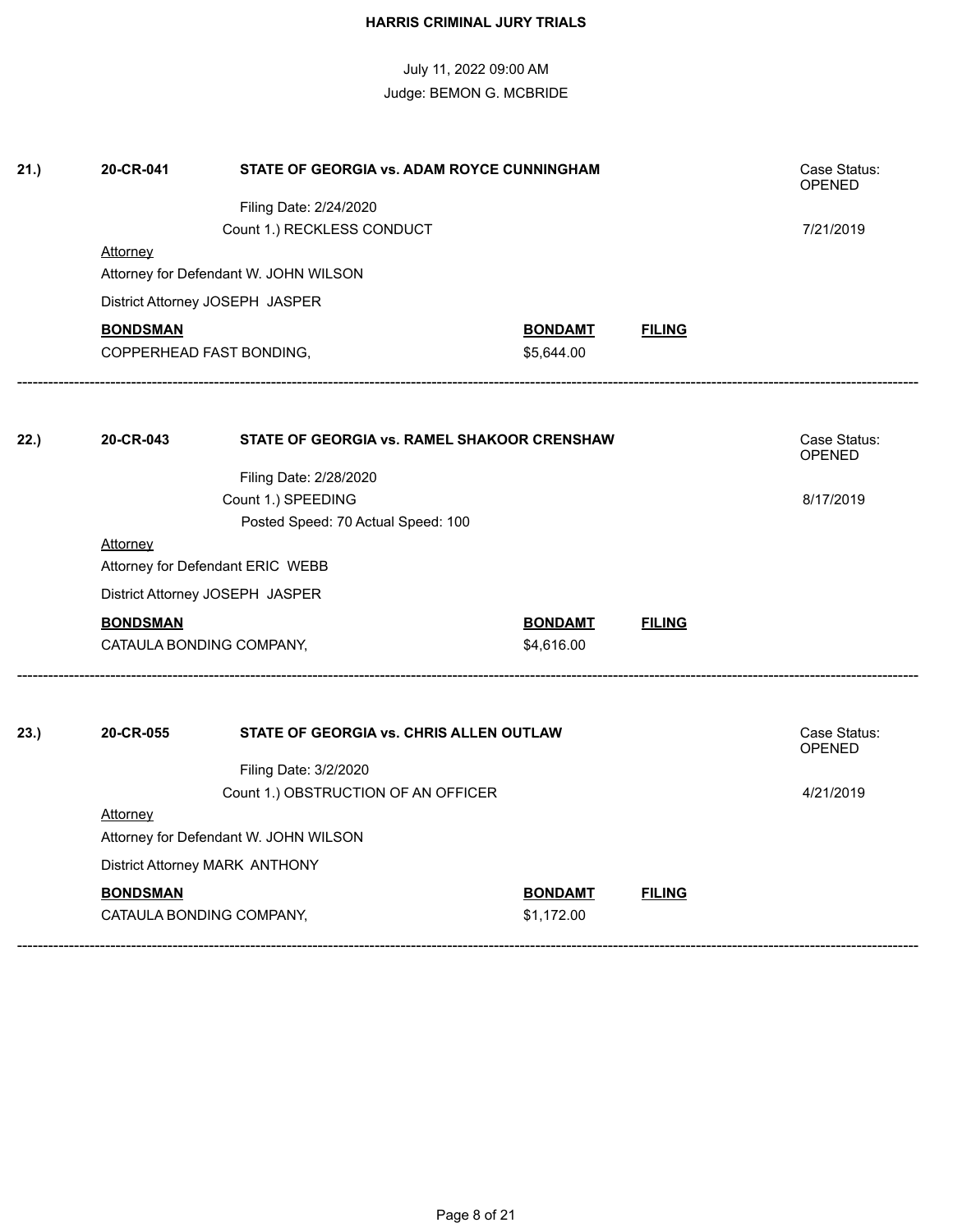**HARRIS CRIMINAL JURY TRIALS**

July 11, 2022 09:00 AM

Judge: BEMON G. MCBRIDE

**21.)** **20-CR-041** **STATE OF GEORGIA vs. ADAM ROYCE CUNNINGHAM** Case Status: OPENED

Filing Date: 2/24/2020

Count 1.) RECKLESS CONDUCT 7/21/2019

Attorney

Attorney for Defendant W. JOHN WILSON

District Attorney JOSEPH JASPER

| **BONDSMAN** | **BONDAMT** | **FILING** |
|---|---|---|
| COPPERHEAD FAST BONDING, | $5,644.00 | |

---

**22.)** **20-CR-043** **STATE OF GEORGIA vs. RAMEL SHAKOOR CRENSHAW** Case Status: OPENED

Filing Date: 2/28/2020

Count 1.) SPEEDING 8/17/2019

Posted Speed: 70 Actual Speed: 100

Attorney

Attorney for Defendant ERIC WEBB

District Attorney JOSEPH JASPER

| **BONDSMAN** | **BONDAMT** | **FILING** |
|---|---|---|
| CATAULA BONDING COMPANY, | $4,616.00 | |

---

**23.)** **20-CR-055** **STATE OF GEORGIA vs. CHRIS ALLEN OUTLAW** Case Status: OPENED

Filing Date: 3/2/2020

Count 1.) OBSTRUCTION OF AN OFFICER 4/21/2019

Attorney

Attorney for Defendant W. JOHN WILSON

District Attorney MARK ANTHONY

| **BONDSMAN** | **BONDAMT** | **FILING** |
|---|---|---|
| CATAULA BONDING COMPANY, | $1,172.00 | |

---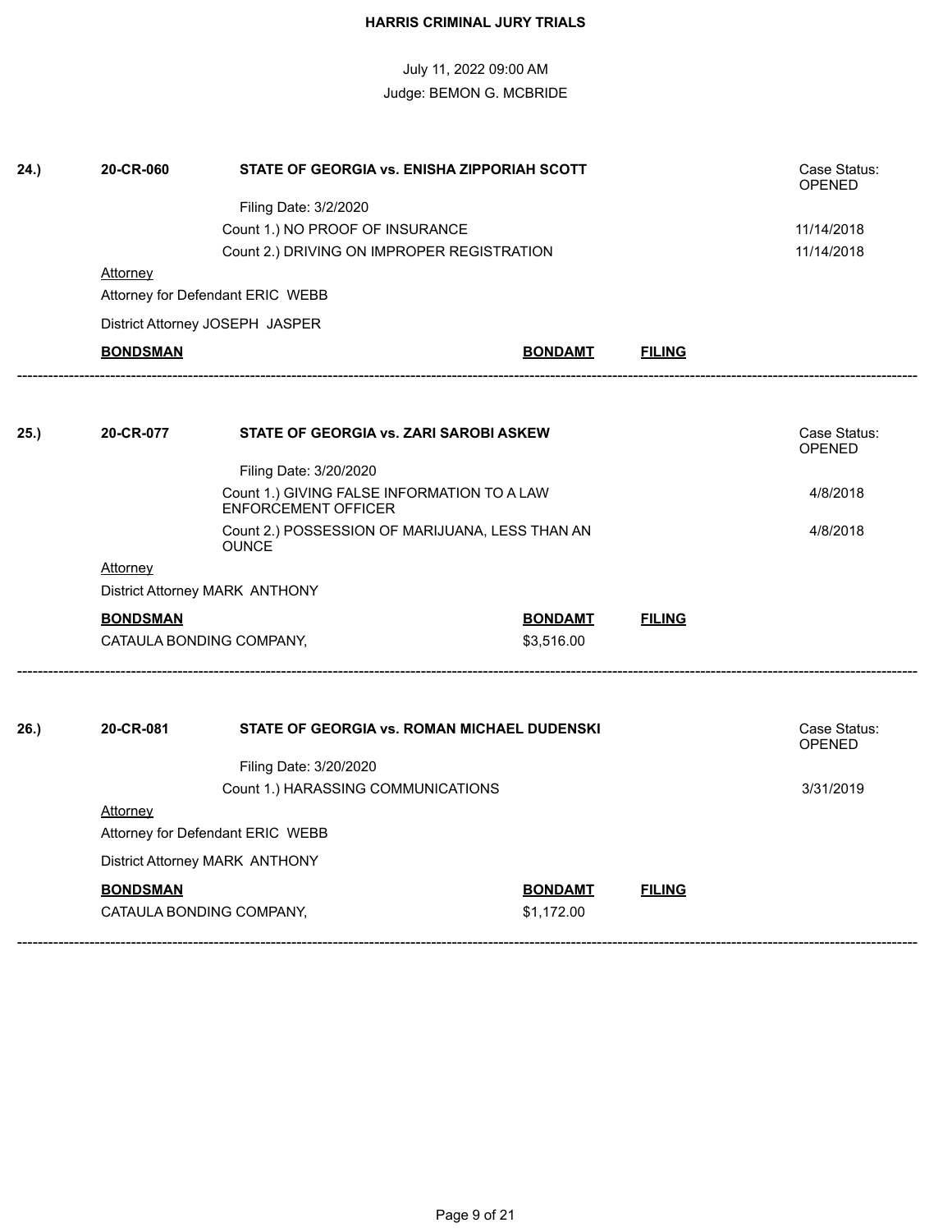**HARRIS CRIMINAL JURY TRIALS**

July 11, 2022 09:00 AM

Judge: BEMON G. MCBRIDE

---

**24.)** **20-CR-060** **STATE OF GEORGIA vs. ENISHA ZIPPORIAH SCOTT** Case Status: OPENED

Filing Date: 3/2/2020

Count 1.) NO PROOF OF INSURANCE 11/14/2018

Count 2.) DRIVING ON IMPROPER REGISTRATION 11/14/2018

Attorney

Attorney for Defendant ERIC WEBB

District Attorney JOSEPH JASPER

| **BONDSMAN** | **BONDAMT** | **FILING** |
|---|---|---|

---

**25.)** **20-CR-077** **STATE OF GEORGIA vs. ZARI SAROBI ASKEW** Case Status: OPENED

Filing Date: 3/20/2020

Count 1.) GIVING FALSE INFORMATION TO A LAW ENFORCEMENT OFFICER 4/8/2018

Count 2.) POSSESSION OF MARIJUANA, LESS THAN AN OUNCE 4/8/2018

Attorney

District Attorney MARK ANTHONY

| **BONDSMAN** | **BONDAMT** | **FILING** |
|---|---|---|
| CATAULA BONDING COMPANY, | $3,516.00 | |

---

**26.)** **20-CR-081** **STATE OF GEORGIA vs. ROMAN MICHAEL DUDENSKI** Case Status: OPENED

Filing Date: 3/20/2020

Count 1.) HARASSING COMMUNICATIONS 3/31/2019

Attorney

Attorney for Defendant ERIC WEBB

District Attorney MARK ANTHONY

| **BONDSMAN** | **BONDAMT** | **FILING** |
|---|---|---|
| CATAULA BONDING COMPANY, | $1,172.00 | |

---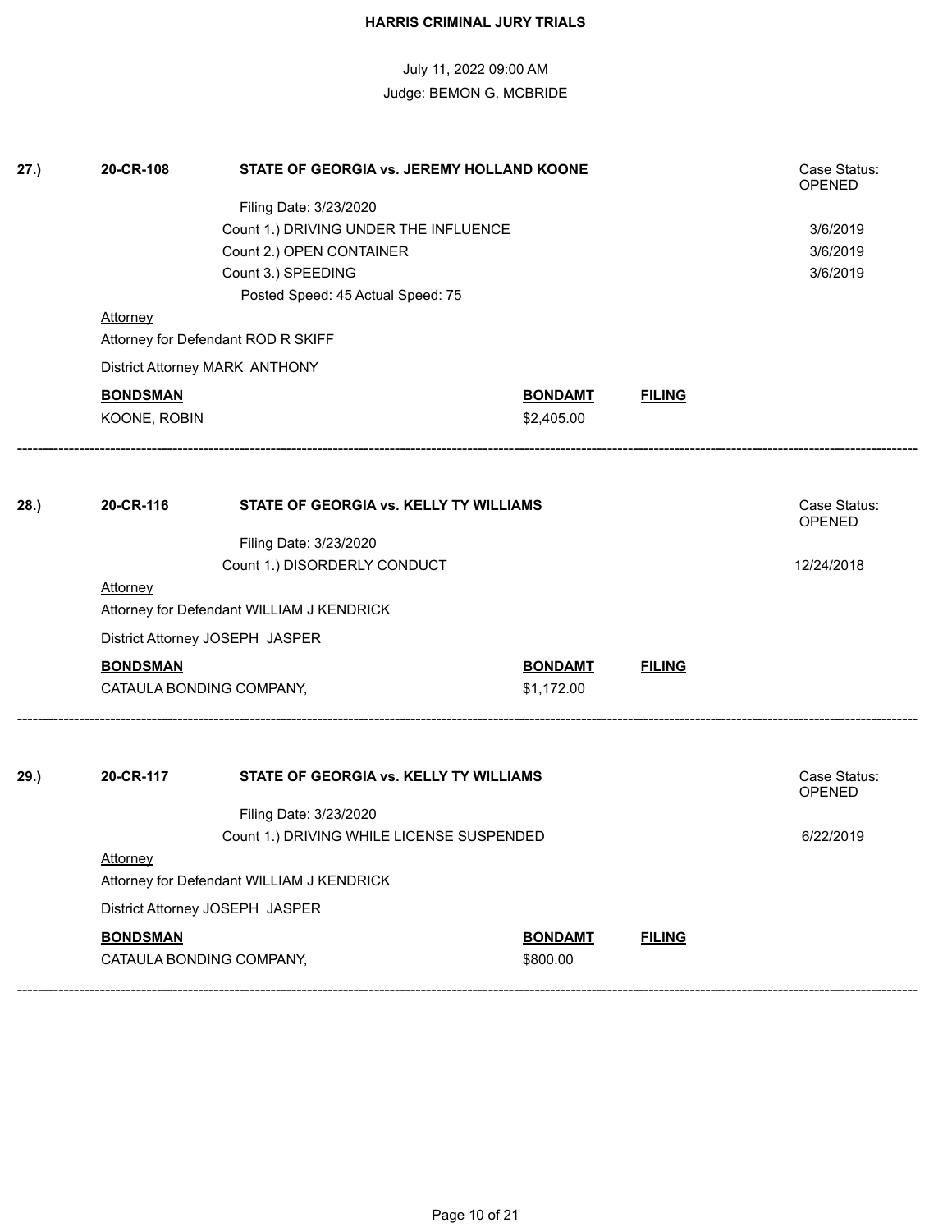**HARRIS CRIMINAL JURY TRIALS**

July 11, 2022 09:00 AM
Judge: BEMON G. MCBRIDE

**27.)** **20-CR-108** **STATE OF GEORGIA vs. JEREMY HOLLAND KOONE** Case Status: OPENED

Filing Date: 3/23/2020

| Count | Date |
|---|---|
| Count 1.) DRIVING UNDER THE INFLUENCE | 3/6/2019 |
| Count 2.) OPEN CONTAINER | 3/6/2019 |
| Count 3.) SPEEDING | 3/6/2019 |

Posted Speed: 45 Actual Speed: 75

Attorney

Attorney for Defendant ROD R SKIFF

District Attorney MARK ANTHONY

| **BONDSMAN** | **BONDAMT** | **FILING** |
|---|---|---|
| KOONE, ROBIN | $2,405.00 | |

---

**28.)** **20-CR-116** **STATE OF GEORGIA vs. KELLY TY WILLIAMS** Case Status: OPENED

Filing Date: 3/23/2020

| Count | Date |
|---|---|
| Count 1.) DISORDERLY CONDUCT | 12/24/2018 |

Attorney

Attorney for Defendant WILLIAM J KENDRICK

District Attorney JOSEPH JASPER

| **BONDSMAN** | **BONDAMT** | **FILING** |
|---|---|---|
| CATAULA BONDING COMPANY, | $1,172.00 | |

---

**29.)** **20-CR-117** **STATE OF GEORGIA vs. KELLY TY WILLIAMS** Case Status: OPENED

Filing Date: 3/23/2020

| Count | Date |
|---|---|
| Count 1.) DRIVING WHILE LICENSE SUSPENDED | 6/22/2019 |

Attorney

Attorney for Defendant WILLIAM J KENDRICK

District Attorney JOSEPH JASPER

| **BONDSMAN** | **BONDAMT** | **FILING** |
|---|---|---|
| CATAULA BONDING COMPANY, | $800.00 | |

---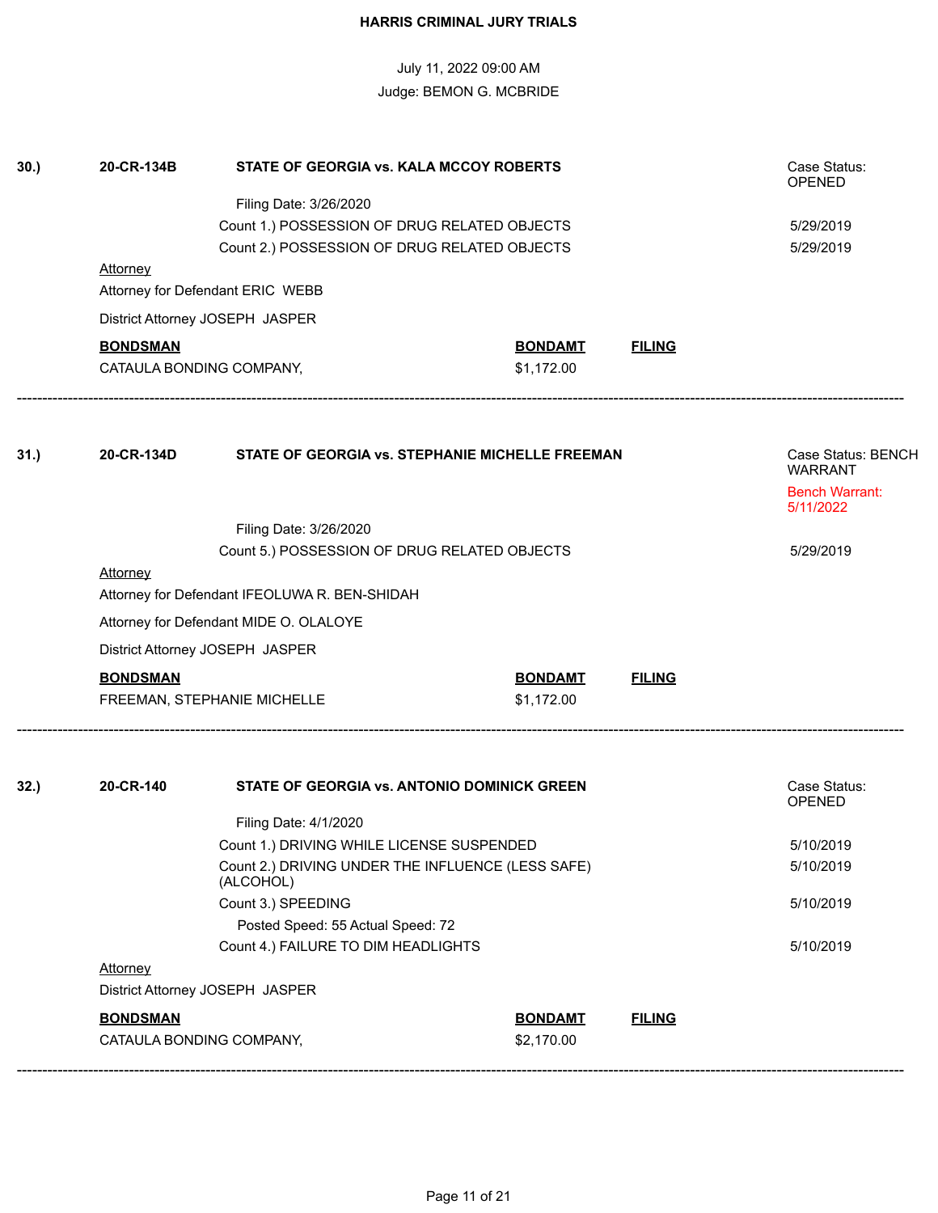# HARRIS CRIMINAL JURY TRIALS

July 11, 2022 09:00 AM

Judge: BEMON G. MCBRIDE

---

**30.)** **20-CR-134B** **STATE OF GEORGIA vs. KALA MCCOY ROBERTS**

Case Status: OPENED

Filing Date: 3/26/2020

Count 1.) POSSESSION OF DRUG RELATED OBJECTS — 5/29/2019

Count 2.) POSSESSION OF DRUG RELATED OBJECTS — 5/29/2019

Attorney

Attorney for Defendant ERIC WEBB

District Attorney JOSEPH JASPER

| BONDSMAN | BONDAMT | FILING |
|---|---|---|
| CATAULA BONDING COMPANY, | $1,172.00 | |

---

**31.)** **20-CR-134D** **STATE OF GEORGIA vs. STEPHANIE MICHELLE FREEMAN**

Case Status: BENCH WARRANT

Bench Warrant: 5/11/2022

Filing Date: 3/26/2020

Count 5.) POSSESSION OF DRUG RELATED OBJECTS — 5/29/2019

Attorney

Attorney for Defendant IFEOLUWA R. BEN-SHIDAH

Attorney for Defendant MIDE O. OLALOYE

District Attorney JOSEPH JASPER

| BONDSMAN | BONDAMT | FILING |
|---|---|---|
| FREEMAN, STEPHANIE MICHELLE | $1,172.00 | |

---

**32.)** **20-CR-140** **STATE OF GEORGIA vs. ANTONIO DOMINICK GREEN**

Case Status: OPENED

Filing Date: 4/1/2020

Count 1.) DRIVING WHILE LICENSE SUSPENDED — 5/10/2019

Count 2.) DRIVING UNDER THE INFLUENCE (LESS SAFE) (ALCOHOL) — 5/10/2019

Count 3.) SPEEDING — 5/10/2019

Posted Speed: 55 Actual Speed: 72

Count 4.) FAILURE TO DIM HEADLIGHTS — 5/10/2019

Attorney

District Attorney JOSEPH JASPER

| BONDSMAN | BONDAMT | FILING |
|---|---|---|
| CATAULA BONDING COMPANY, | $2,170.00 | |

---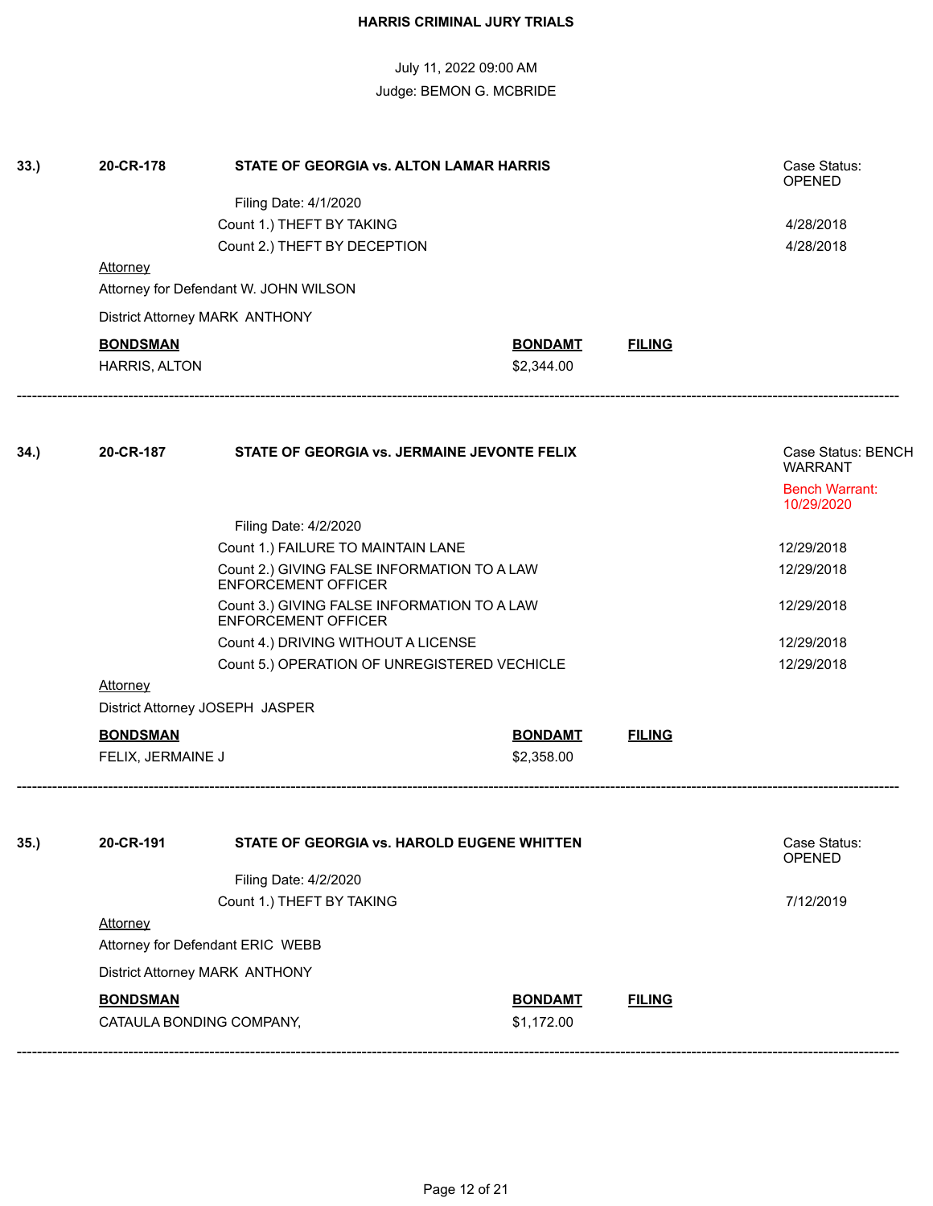**HARRIS CRIMINAL JURY TRIALS**

July 11, 2022 09:00 AM
Judge: BEMON G. MCBRIDE

**33.)** **20-CR-178** **STATE OF GEORGIA vs. ALTON LAMAR HARRIS**

Case Status: OPENED

Filing Date: 4/1/2020

| Count | Date |
|---|---|
| Count 1.) THEFT BY TAKING | 4/28/2018 |
| Count 2.) THEFT BY DECEPTION | 4/28/2018 |

Attorney

Attorney for Defendant W. JOHN WILSON

District Attorney MARK ANTHONY

| BONDSMAN | BONDAMT | FILING |
|---|---|---|
| HARRIS, ALTON | $2,344.00 | |

---

**34.)** **20-CR-187** **STATE OF GEORGIA vs. JERMAINE JEVONTE FELIX**

Case Status: BENCH WARRANT

Bench Warrant: 10/29/2020

Filing Date: 4/2/2020

| Count | Date |
|---|---|
| Count 1.) FAILURE TO MAINTAIN LANE | 12/29/2018 |
| Count 2.) GIVING FALSE INFORMATION TO A LAW ENFORCEMENT OFFICER | 12/29/2018 |
| Count 3.) GIVING FALSE INFORMATION TO A LAW ENFORCEMENT OFFICER | 12/29/2018 |
| Count 4.) DRIVING WITHOUT A LICENSE | 12/29/2018 |
| Count 5.) OPERATION OF UNREGISTERED VECHICLE | 12/29/2018 |

Attorney

District Attorney JOSEPH JASPER

| BONDSMAN | BONDAMT | FILING |
|---|---|---|
| FELIX, JERMAINE J | $2,358.00 | |

---

**35.)** **20-CR-191** **STATE OF GEORGIA vs. HAROLD EUGENE WHITTEN**

Case Status: OPENED

Filing Date: 4/2/2020

| Count | Date |
|---|---|
| Count 1.) THEFT BY TAKING | 7/12/2019 |

Attorney

Attorney for Defendant ERIC WEBB

District Attorney MARK ANTHONY

| BONDSMAN | BONDAMT | FILING |
|---|---|---|
| CATAULA BONDING COMPANY, | $1,172.00 | |

---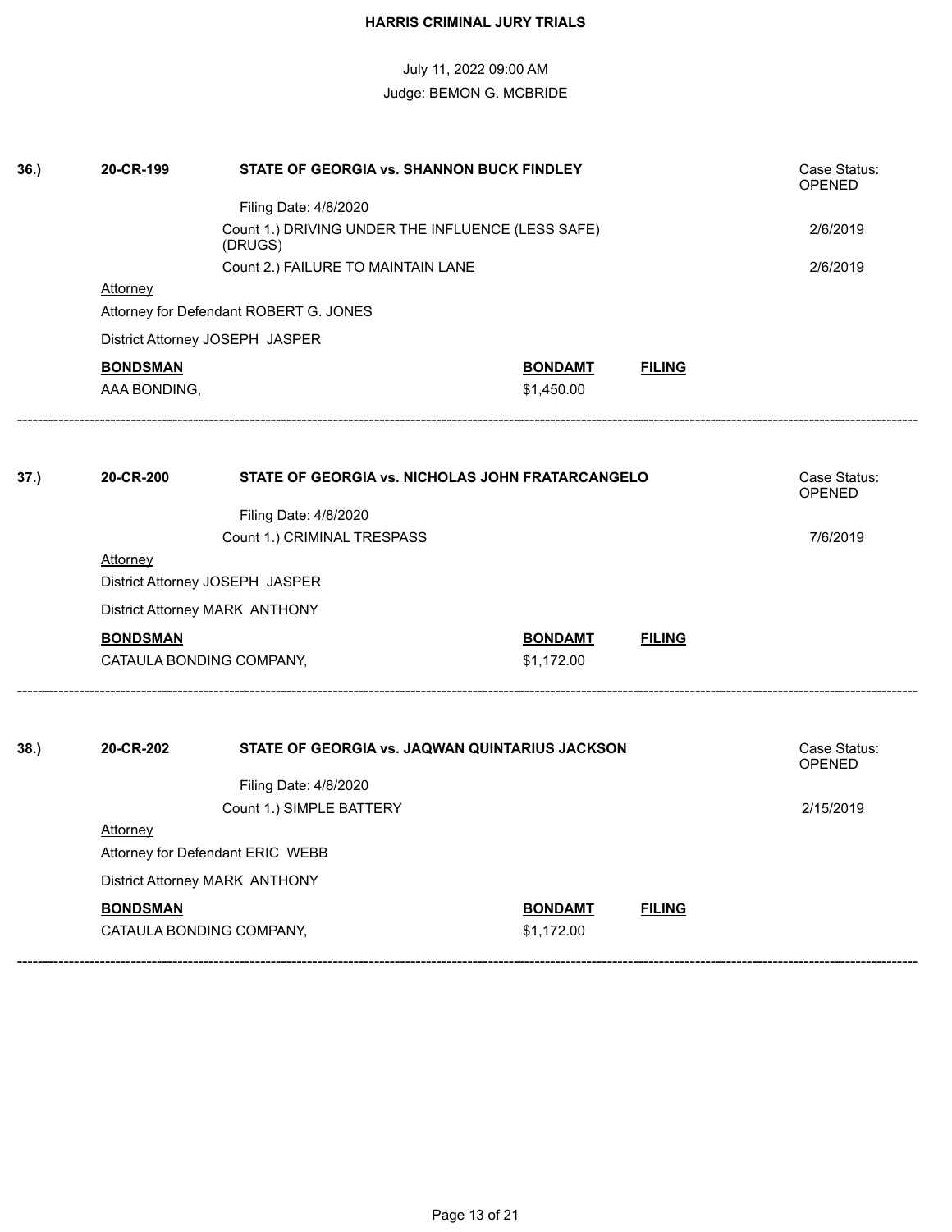**HARRIS CRIMINAL JURY TRIALS**

July 11, 2022 09:00 AM

Judge: BEMON G. MCBRIDE

**36.)** **20-CR-199** **STATE OF GEORGIA vs. SHANNON BUCK FINDLEY** Case Status: OPENED

Filing Date: 4/8/2020

Count 1.) DRIVING UNDER THE INFLUENCE (LESS SAFE) (DRUGS) 2/6/2019

Count 2.) FAILURE TO MAINTAIN LANE 2/6/2019

Attorney

Attorney for Defendant ROBERT G. JONES

District Attorney JOSEPH JASPER

| **BONDSMAN** | **BONDAMT** | **FILING** |
|---|---|---|
| AAA BONDING, | $1,450.00 | |

---

**37.)** **20-CR-200** **STATE OF GEORGIA vs. NICHOLAS JOHN FRATARCANGELO** Case Status: OPENED

Filing Date: 4/8/2020

Count 1.) CRIMINAL TRESPASS 7/6/2019

Attorney

District Attorney JOSEPH JASPER

District Attorney MARK ANTHONY

| **BONDSMAN** | **BONDAMT** | **FILING** |
|---|---|---|
| CATAULA BONDING COMPANY, | $1,172.00 | |

---

**38.)** **20-CR-202** **STATE OF GEORGIA vs. JAQWAN QUINTARIUS JACKSON** Case Status: OPENED

Filing Date: 4/8/2020

Count 1.) SIMPLE BATTERY 2/15/2019

Attorney

Attorney for Defendant ERIC WEBB

District Attorney MARK ANTHONY

| **BONDSMAN** | **BONDAMT** | **FILING** |
|---|---|---|
| CATAULA BONDING COMPANY, | $1,172.00 | |

---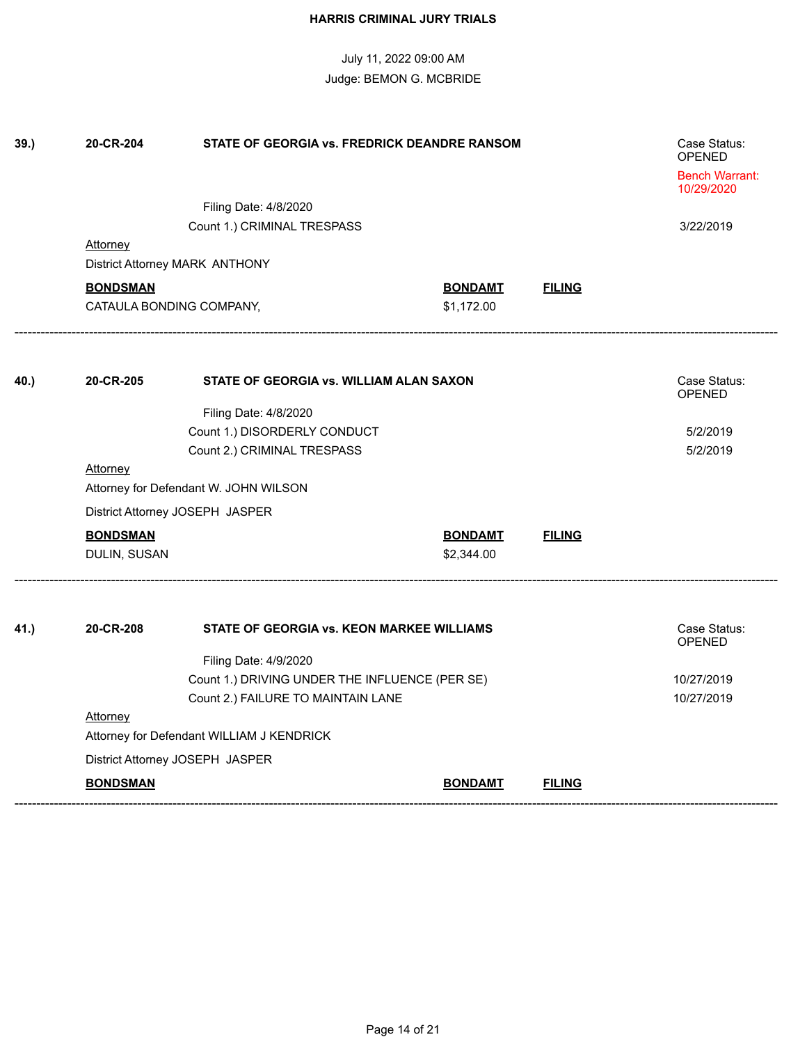**HARRIS CRIMINAL JURY TRIALS**

July 11, 2022 09:00 AM

Judge: BEMON G. MCBRIDE

**39.)** **20-CR-204** **STATE OF GEORGIA vs. FREDRICK DEANDRE RANSOM**

Case Status: OPENED

Bench Warrant: 10/29/2020

Filing Date: 4/8/2020

Count 1.) CRIMINAL TRESPASS — 3/22/2019

Attorney

District Attorney MARK ANTHONY

| BONDSMAN | BONDAMT | FILING |
|---|---|---|
| CATAULA BONDING COMPANY, | $1,172.00 | |

---

**40.)** **20-CR-205** **STATE OF GEORGIA vs. WILLIAM ALAN SAXON**

Case Status: OPENED

Filing Date: 4/8/2020

Count 1.) DISORDERLY CONDUCT — 5/2/2019

Count 2.) CRIMINAL TRESPASS — 5/2/2019

Attorney

Attorney for Defendant W. JOHN WILSON

District Attorney JOSEPH JASPER

| BONDSMAN | BONDAMT | FILING |
|---|---|---|
| DULIN, SUSAN | $2,344.00 | |

---

**41.)** **20-CR-208** **STATE OF GEORGIA vs. KEON MARKEE WILLIAMS**

Case Status: OPENED

Filing Date: 4/9/2020

Count 1.) DRIVING UNDER THE INFLUENCE (PER SE) — 10/27/2019

Count 2.) FAILURE TO MAINTAIN LANE — 10/27/2019

Attorney

Attorney for Defendant WILLIAM J KENDRICK

District Attorney JOSEPH JASPER

| BONDSMAN | BONDAMT | FILING |
|---|---|---|

---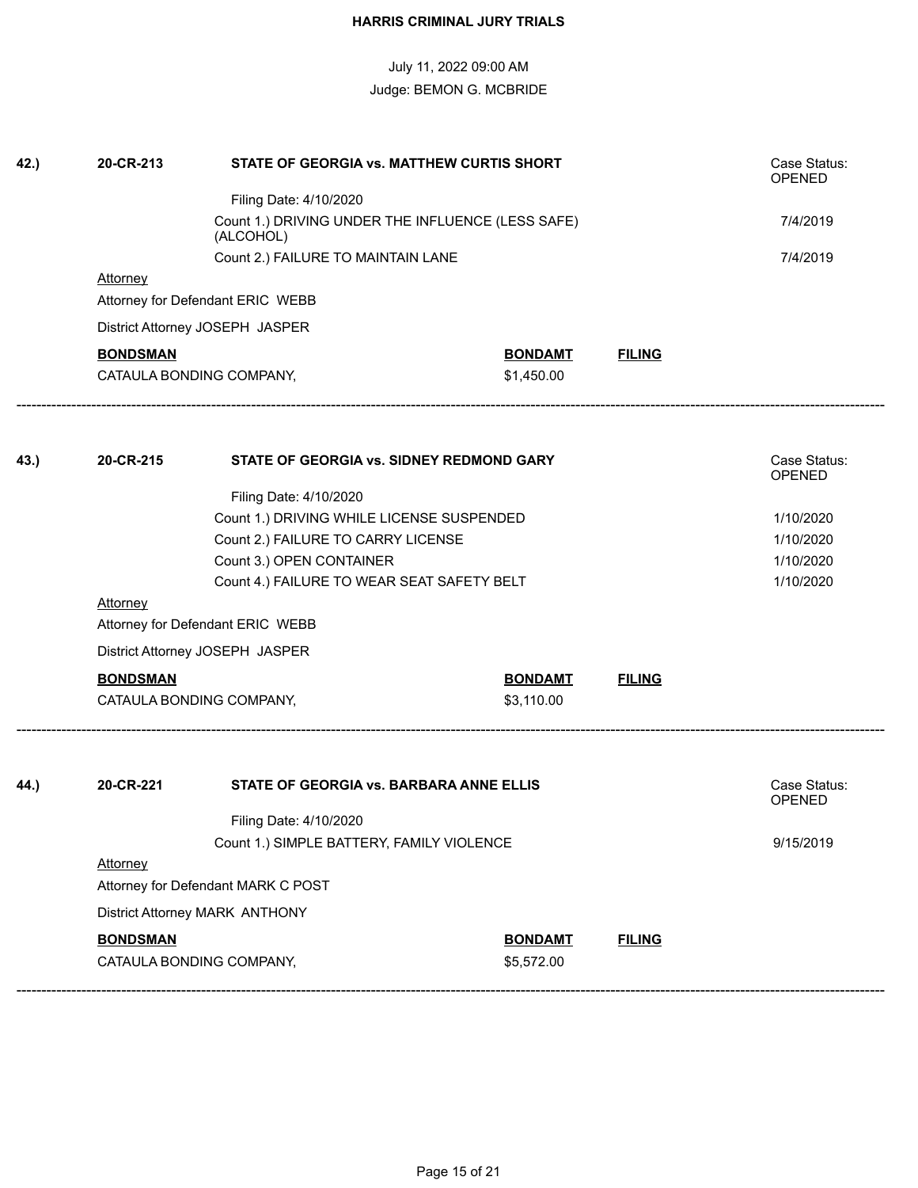# HARRIS CRIMINAL JURY TRIALS

July 11, 2022 09:00 AM

Judge: BEMON G. MCBRIDE

**42.)** **20-CR-213** **STATE OF GEORGIA vs. MATTHEW CURTIS SHORT** Case Status: OPENED

Filing Date: 4/10/2020

| Count | Date |
|---|---|
| Count 1.) DRIVING UNDER THE INFLUENCE (LESS SAFE) (ALCOHOL) | 7/4/2019 |
| Count 2.) FAILURE TO MAINTAIN LANE | 7/4/2019 |

Attorney

Attorney for Defendant ERIC WEBB

District Attorney JOSEPH JASPER

| BONDSMAN | BONDAMT | FILING |
|---|---|---|
| CATAULA BONDING COMPANY, | $1,450.00 | |

---

**43.)** **20-CR-215** **STATE OF GEORGIA vs. SIDNEY REDMOND GARY** Case Status: OPENED

Filing Date: 4/10/2020

| Count | Date |
|---|---|
| Count 1.) DRIVING WHILE LICENSE SUSPENDED | 1/10/2020 |
| Count 2.) FAILURE TO CARRY LICENSE | 1/10/2020 |
| Count 3.) OPEN CONTAINER | 1/10/2020 |
| Count 4.) FAILURE TO WEAR SEAT SAFETY BELT | 1/10/2020 |

Attorney

Attorney for Defendant ERIC WEBB

District Attorney JOSEPH JASPER

| BONDSMAN | BONDAMT | FILING |
|---|---|---|
| CATAULA BONDING COMPANY, | $3,110.00 | |

---

**44.)** **20-CR-221** **STATE OF GEORGIA vs. BARBARA ANNE ELLIS** Case Status: OPENED

Filing Date: 4/10/2020

| Count | Date |
|---|---|
| Count 1.) SIMPLE BATTERY, FAMILY VIOLENCE | 9/15/2019 |

Attorney

Attorney for Defendant MARK C POST

District Attorney MARK ANTHONY

| BONDSMAN | BONDAMT | FILING |
|---|---|---|
| CATAULA BONDING COMPANY, | $5,572.00 | |

---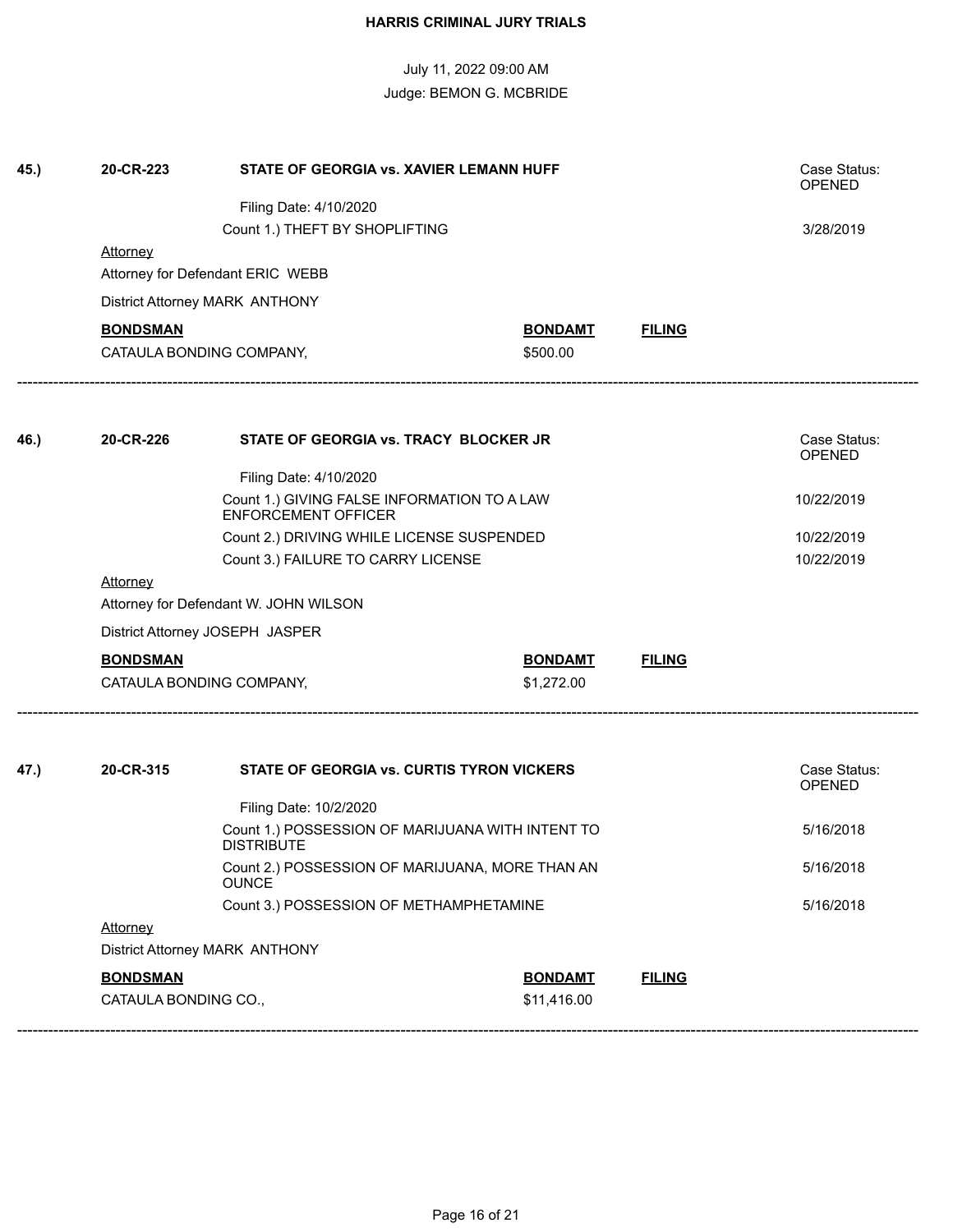# HARRIS CRIMINAL JURY TRIALS

July 11, 2022 09:00 AM

Judge: BEMON G. MCBRIDE

**45.)** **20-CR-223** **STATE OF GEORGIA vs. XAVIER LEMANN HUFF** Case Status: OPENED

Filing Date: 4/10/2020

Count 1.) THEFT BY SHOPLIFTING — 3/28/2019

Attorney

Attorney for Defendant ERIC WEBB

District Attorney MARK ANTHONY

| BONDSMAN | BONDAMT | FILING |
|---|---|---|
| CATAULA BONDING COMPANY, | $500.00 | |

---

**46.)** **20-CR-226** **STATE OF GEORGIA vs. TRACY BLOCKER JR** Case Status: OPENED

Filing Date: 4/10/2020

Count 1.) GIVING FALSE INFORMATION TO A LAW ENFORCEMENT OFFICER — 10/22/2019

Count 2.) DRIVING WHILE LICENSE SUSPENDED — 10/22/2019

Count 3.) FAILURE TO CARRY LICENSE — 10/22/2019

Attorney

Attorney for Defendant W. JOHN WILSON

District Attorney JOSEPH JASPER

| BONDSMAN | BONDAMT | FILING |
|---|---|---|
| CATAULA BONDING COMPANY, | $1,272.00 | |

---

**47.)** **20-CR-315** **STATE OF GEORGIA vs. CURTIS TYRON VICKERS** Case Status: OPENED

Filing Date: 10/2/2020

Count 1.) POSSESSION OF MARIJUANA WITH INTENT TO DISTRIBUTE — 5/16/2018

Count 2.) POSSESSION OF MARIJUANA, MORE THAN AN OUNCE — 5/16/2018

Count 3.) POSSESSION OF METHAMPHETAMINE — 5/16/2018

Attorney

District Attorney MARK ANTHONY

| BONDSMAN | BONDAMT | FILING |
|---|---|---|
| CATAULA BONDING CO., | $11,416.00 | |

---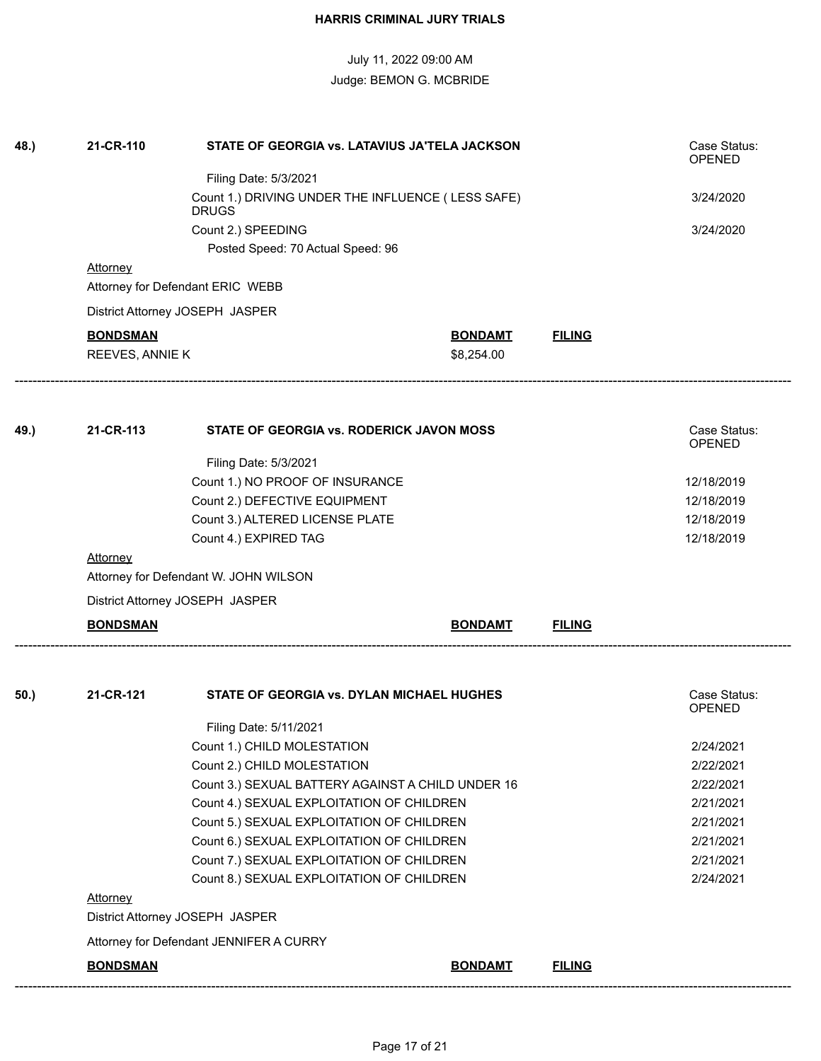**HARRIS CRIMINAL JURY TRIALS**

July 11, 2022 09:00 AM

Judge: BEMON G. MCBRIDE

---

**48.)** **21-CR-110** **STATE OF GEORGIA vs. LATAVIUS JA'TELA JACKSON** — Case Status: OPENED

Filing Date: 5/3/2021

| Count | Date |
|---|---|
| Count 1.) DRIVING UNDER THE INFLUENCE ( LESS SAFE) DRUGS | 3/24/2020 |
| Count 2.) SPEEDING | 3/24/2020 |

Posted Speed: 70 Actual Speed: 96

Attorney

Attorney for Defendant ERIC WEBB

District Attorney JOSEPH JASPER

| **BONDSMAN** | **BONDAMT** | **FILING** |
|---|---|---|
| REEVES, ANNIE K | $8,254.00 | |

---

**49.)** **21-CR-113** **STATE OF GEORGIA vs. RODERICK JAVON MOSS** — Case Status: OPENED

Filing Date: 5/3/2021

| Count | Date |
|---|---|
| Count 1.) NO PROOF OF INSURANCE | 12/18/2019 |
| Count 2.) DEFECTIVE EQUIPMENT | 12/18/2019 |
| Count 3.) ALTERED LICENSE PLATE | 12/18/2019 |
| Count 4.) EXPIRED TAG | 12/18/2019 |

Attorney

Attorney for Defendant W. JOHN WILSON

District Attorney JOSEPH JASPER

| **BONDSMAN** | **BONDAMT** | **FILING** |
|---|---|---|

---

**50.)** **21-CR-121** **STATE OF GEORGIA vs. DYLAN MICHAEL HUGHES** — Case Status: OPENED

Filing Date: 5/11/2021

| Count | Date |
|---|---|
| Count 1.) CHILD MOLESTATION | 2/24/2021 |
| Count 2.) CHILD MOLESTATION | 2/22/2021 |
| Count 3.) SEXUAL BATTERY AGAINST A CHILD UNDER 16 | 2/22/2021 |
| Count 4.) SEXUAL EXPLOITATION OF CHILDREN | 2/21/2021 |
| Count 5.) SEXUAL EXPLOITATION OF CHILDREN | 2/21/2021 |
| Count 6.) SEXUAL EXPLOITATION OF CHILDREN | 2/21/2021 |
| Count 7.) SEXUAL EXPLOITATION OF CHILDREN | 2/21/2021 |
| Count 8.) SEXUAL EXPLOITATION OF CHILDREN | 2/24/2021 |

Attorney

District Attorney JOSEPH JASPER

Attorney for Defendant JENNIFER A CURRY

| **BONDSMAN** | **BONDAMT** | **FILING** |
|---|---|---|

---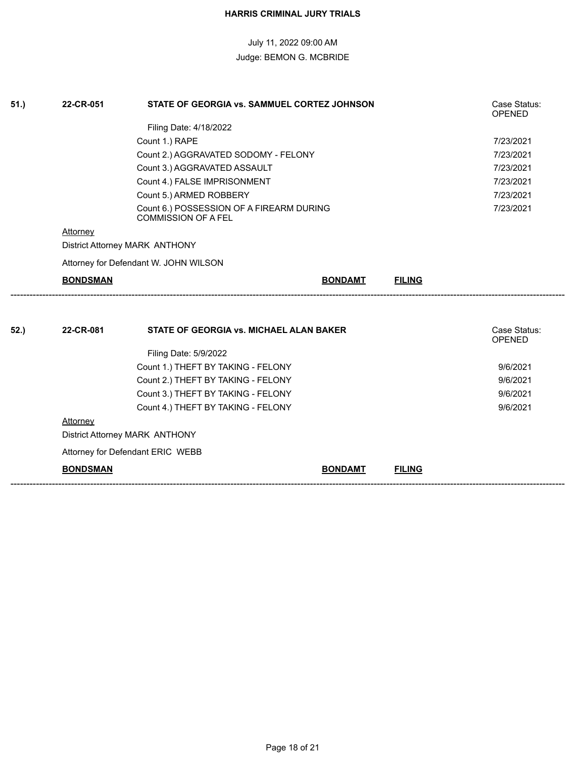**HARRIS CRIMINAL JURY TRIALS**

July 11, 2022 09:00 AM

Judge: BEMON G. MCBRIDE

**51.)** **22-CR-051** **STATE OF GEORGIA vs. SAMMUEL CORTEZ JOHNSON** Case Status: OPENED

Filing Date: 4/18/2022

| Count | Date |
|---|---|
| Count 1.) RAPE | 7/23/2021 |
| Count 2.) AGGRAVATED SODOMY - FELONY | 7/23/2021 |
| Count 3.) AGGRAVATED ASSAULT | 7/23/2021 |
| Count 4.) FALSE IMPRISONMENT | 7/23/2021 |
| Count 5.) ARMED ROBBERY | 7/23/2021 |
| Count 6.) POSSESSION OF A FIREARM DURING COMMISSION OF A FEL | 7/23/2021 |

Attorney

District Attorney MARK ANTHONY

Attorney for Defendant W. JOHN WILSON

| BONDSMAN | BONDAMT | FILING |
|---|---|---|

---

**52.)** **22-CR-081** **STATE OF GEORGIA vs. MICHAEL ALAN BAKER** Case Status: OPENED

Filing Date: 5/9/2022

| Count | Date |
|---|---|
| Count 1.) THEFT BY TAKING - FELONY | 9/6/2021 |
| Count 2.) THEFT BY TAKING - FELONY | 9/6/2021 |
| Count 3.) THEFT BY TAKING - FELONY | 9/6/2021 |
| Count 4.) THEFT BY TAKING - FELONY | 9/6/2021 |

Attorney

District Attorney MARK ANTHONY

Attorney for Defendant ERIC WEBB

| BONDSMAN | BONDAMT | FILING |
|---|---|---|

---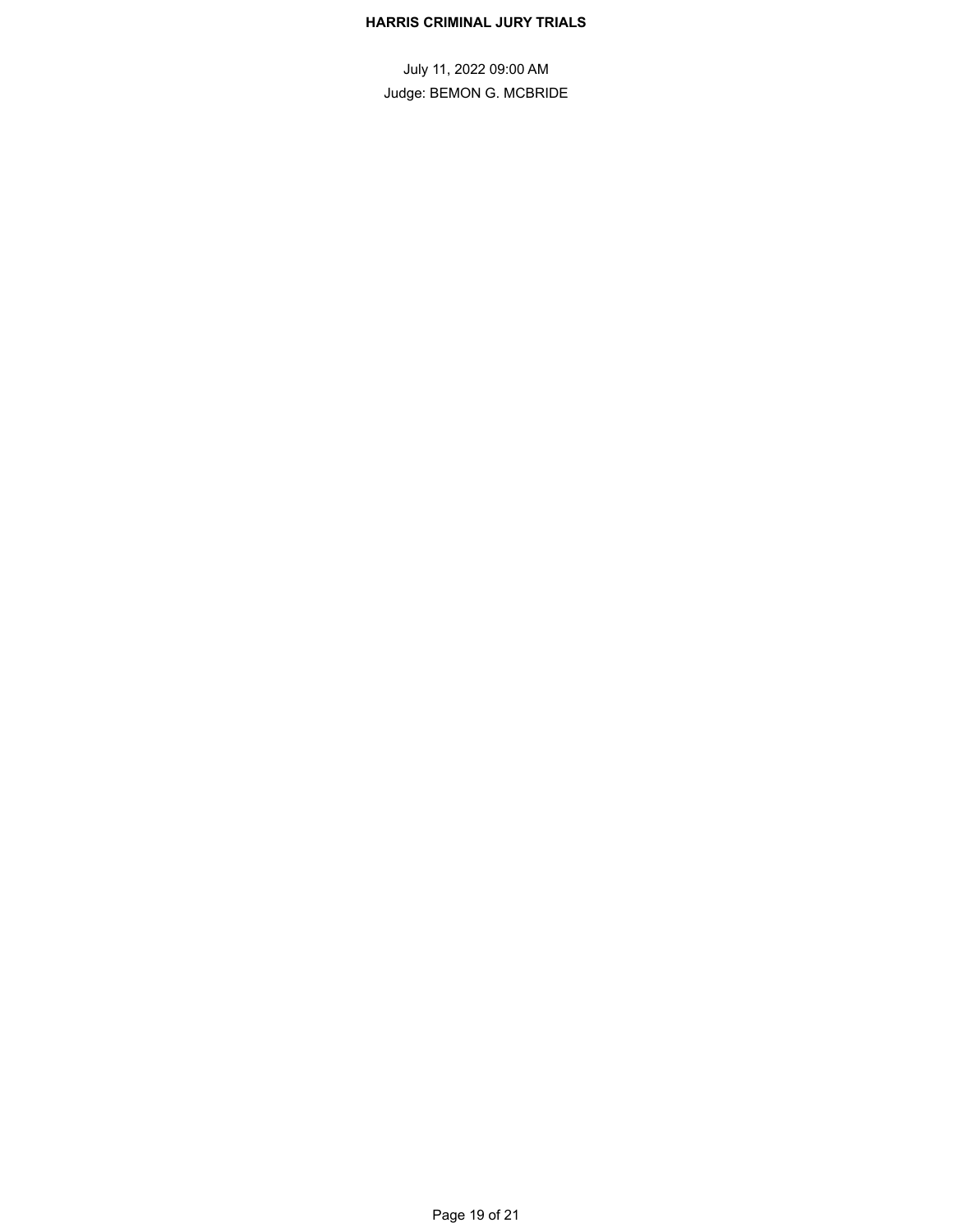July 11, 2022 09:00 AM

Judge: BEMON G. MCBRIDE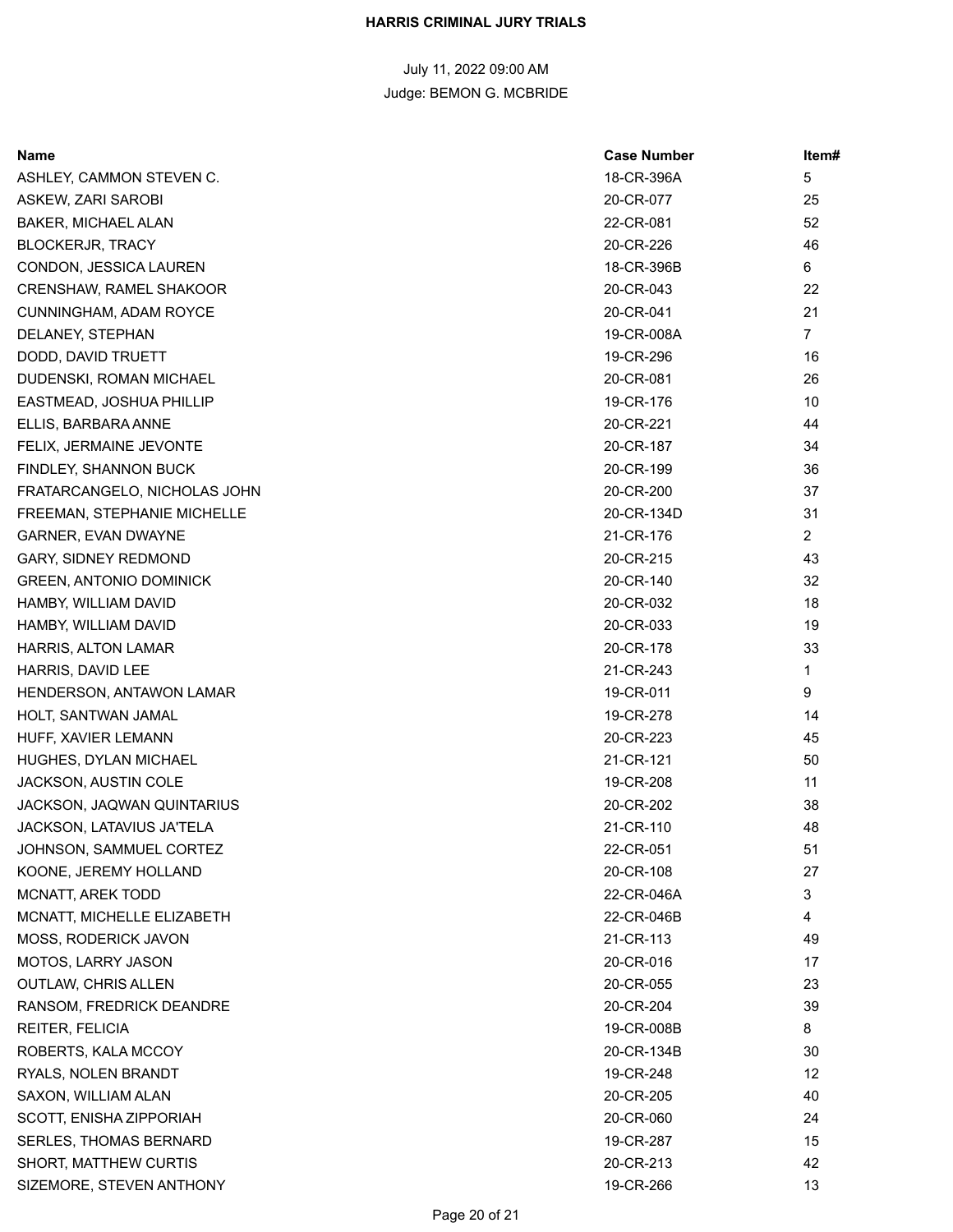**HARRIS CRIMINAL JURY TRIALS**

July 11, 2022 09:00 AM

Judge: BEMON G. MCBRIDE

| Name | Case Number | Item# |
| --- | --- | --- |
| ASHLEY, CAMMON STEVEN C. | 18-CR-396A | 5 |
| ASKEW, ZARI SAROBI | 20-CR-077 | 25 |
| BAKER, MICHAEL ALAN | 22-CR-081 | 52 |
| BLOCKERJR, TRACY | 20-CR-226 | 46 |
| CONDON, JESSICA LAUREN | 18-CR-396B | 6 |
| CRENSHAW, RAMEL SHAKOOR | 20-CR-043 | 22 |
| CUNNINGHAM, ADAM ROYCE | 20-CR-041 | 21 |
| DELANEY, STEPHAN | 19-CR-008A | 7 |
| DODD, DAVID TRUETT | 19-CR-296 | 16 |
| DUDENSKI, ROMAN MICHAEL | 20-CR-081 | 26 |
| EASTMEAD, JOSHUA PHILLIP | 19-CR-176 | 10 |
| ELLIS, BARBARA ANNE | 20-CR-221 | 44 |
| FELIX, JERMAINE JEVONTE | 20-CR-187 | 34 |
| FINDLEY, SHANNON BUCK | 20-CR-199 | 36 |
| FRATARCANGELO, NICHOLAS JOHN | 20-CR-200 | 37 |
| FREEMAN, STEPHANIE MICHELLE | 20-CR-134D | 31 |
| GARNER, EVAN DWAYNE | 21-CR-176 | 2 |
| GARY, SIDNEY REDMOND | 20-CR-215 | 43 |
| GREEN, ANTONIO DOMINICK | 20-CR-140 | 32 |
| HAMBY, WILLIAM DAVID | 20-CR-032 | 18 |
| HAMBY, WILLIAM DAVID | 20-CR-033 | 19 |
| HARRIS, ALTON LAMAR | 20-CR-178 | 33 |
| HARRIS, DAVID LEE | 21-CR-243 | 1 |
| HENDERSON, ANTAWON LAMAR | 19-CR-011 | 9 |
| HOLT, SANTWAN JAMAL | 19-CR-278 | 14 |
| HUFF, XAVIER LEMANN | 20-CR-223 | 45 |
| HUGHES, DYLAN MICHAEL | 21-CR-121 | 50 |
| JACKSON, AUSTIN COLE | 19-CR-208 | 11 |
| JACKSON, JAQWAN QUINTARIUS | 20-CR-202 | 38 |
| JACKSON, LATAVIUS JA'TELA | 21-CR-110 | 48 |
| JOHNSON, SAMMUEL CORTEZ | 22-CR-051 | 51 |
| KOONE, JEREMY HOLLAND | 20-CR-108 | 27 |
| MCNATT, AREK TODD | 22-CR-046A | 3 |
| MCNATT, MICHELLE ELIZABETH | 22-CR-046B | 4 |
| MOSS, RODERICK JAVON | 21-CR-113 | 49 |
| MOTOS, LARRY JASON | 20-CR-016 | 17 |
| OUTLAW, CHRIS ALLEN | 20-CR-055 | 23 |
| RANSOM, FREDRICK DEANDRE | 20-CR-204 | 39 |
| REITER, FELICIA | 19-CR-008B | 8 |
| ROBERTS, KALA MCCOY | 20-CR-134B | 30 |
| RYALS, NOLEN BRANDT | 19-CR-248 | 12 |
| SAXON, WILLIAM ALAN | 20-CR-205 | 40 |
| SCOTT, ENISHA ZIPPORIAH | 20-CR-060 | 24 |
| SERLES, THOMAS BERNARD | 19-CR-287 | 15 |
| SHORT, MATTHEW CURTIS | 20-CR-213 | 42 |
| SIZEMORE, STEVEN ANTHONY | 19-CR-266 | 13 |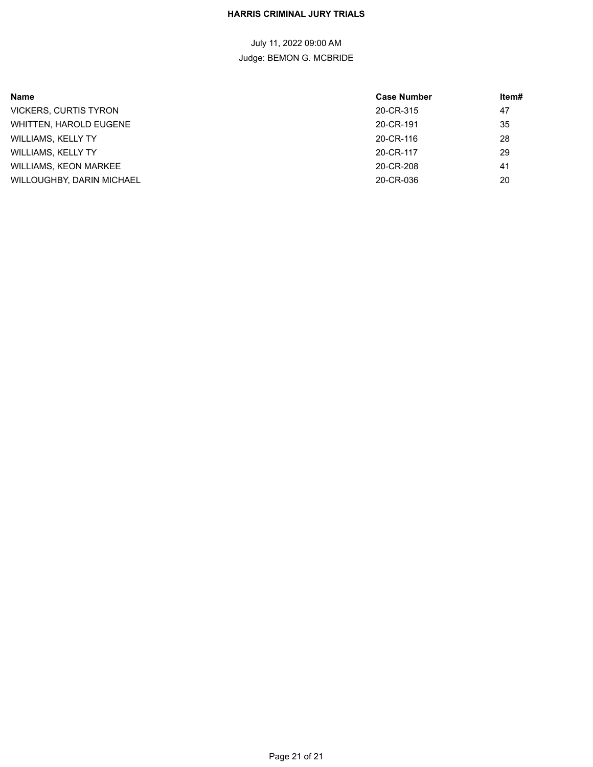**HARRIS CRIMINAL JURY TRIALS**

July 11, 2022 09:00 AM
Judge: BEMON G. MCBRIDE

| Name | Case Number | Item# |
| --- | --- | --- |
| VICKERS, CURTIS TYRON | 20-CR-315 | 47 |
| WHITTEN, HAROLD EUGENE | 20-CR-191 | 35 |
| WILLIAMS, KELLY TY | 20-CR-116 | 28 |
| WILLIAMS, KELLY TY | 20-CR-117 | 29 |
| WILLIAMS, KEON MARKEE | 20-CR-208 | 41 |
| WILLOUGHBY, DARIN MICHAEL | 20-CR-036 | 20 |